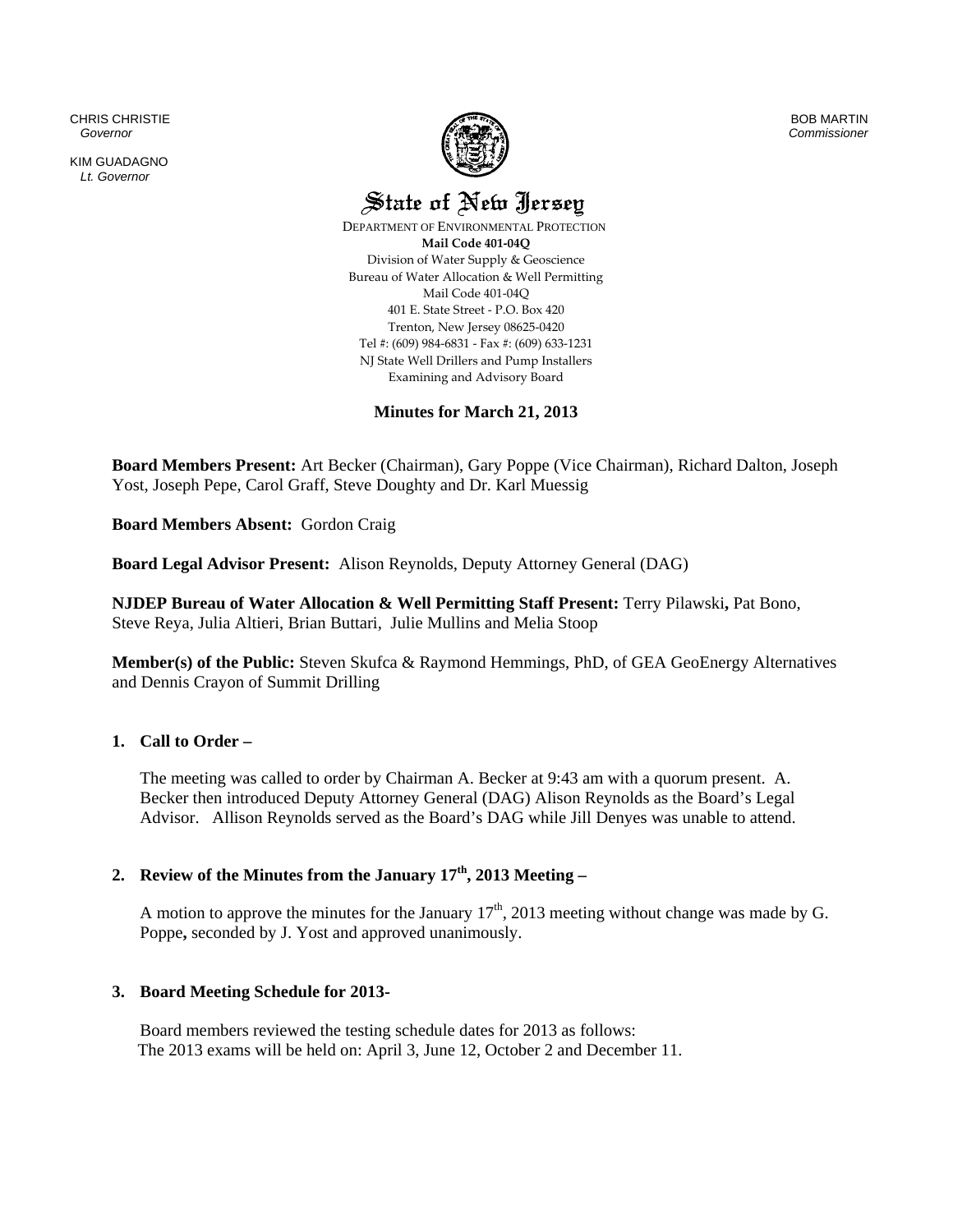CHRIS CHRISTIE
*Governor*

KIM GUADAGNO
*Lt. Governor*

BOB MARTIN
*Commissioner*

# State of New Jersey

DEPARTMENT OF ENVIRONMENTAL PROTECTION
**Mail Code 401-04Q**
Division of Water Supply & Geoscience
Bureau of Water Allocation & Well Permitting
Mail Code 401-04Q
401 E. State Street - P.O. Box 420
Trenton, New Jersey 08625-0420
Tel #: (609) 984-6831 - Fax #: (609) 633-1231
NJ State Well Drillers and Pump Installers
Examining and Advisory Board

## Minutes for March 21, 2013

**Board Members Present:** Art Becker (Chairman), Gary Poppe (Vice Chairman), Richard Dalton, Joseph Yost, Joseph Pepe, Carol Graff, Steve Doughty and Dr. Karl Muessig

**Board Members Absent:** Gordon Craig

**Board Legal Advisor Present:** Alison Reynolds, Deputy Attorney General (DAG)

**NJDEP Bureau of Water Allocation & Well Permitting Staff Present:** Terry Pilawski**,** Pat Bono, Steve Reya, Julia Altieri, Brian Buttari, Julie Mullins and Melia Stoop

**Member(s) of the Public:** Steven Skufca & Raymond Hemmings, PhD, of GEA GeoEnergy Alternatives and Dennis Crayon of Summit Drilling

### 1. Call to Order –

The meeting was called to order by Chairman A. Becker at 9:43 am with a quorum present. A. Becker then introduced Deputy Attorney General (DAG) Alison Reynolds as the Board's Legal Advisor. Allison Reynolds served as the Board's DAG while Jill Denyes was unable to attend.

### 2. Review of the Minutes from the January 17th, 2013 Meeting –

A motion to approve the minutes for the January 17th, 2013 meeting without change was made by G. Poppe**,** seconded by J. Yost and approved unanimously.

### 3. Board Meeting Schedule for 2013-

Board members reviewed the testing schedule dates for 2013 as follows:
The 2013 exams will be held on: April 3, June 12, October 2 and December 11.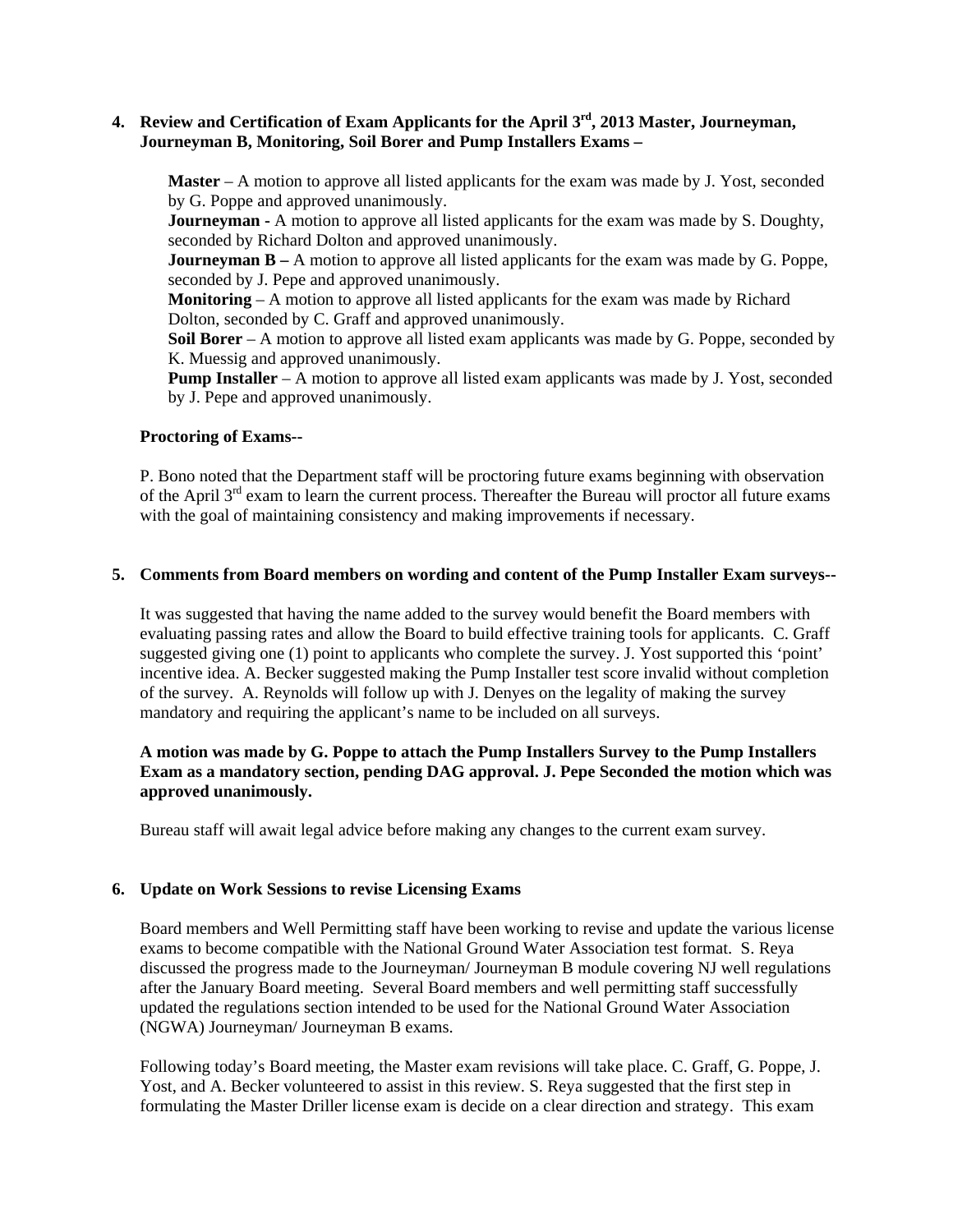**4. Review and Certification of Exam Applicants for the April 3rd, 2013 Master, Journeyman, Journeyman B, Monitoring, Soil Borer and Pump Installers Exams –**

**Master** – A motion to approve all listed applicants for the exam was made by J. Yost, seconded by G. Poppe and approved unanimously.
**Journeyman -** A motion to approve all listed applicants for the exam was made by S. Doughty, seconded by Richard Dolton and approved unanimously.
**Journeyman B –** A motion to approve all listed applicants for the exam was made by G. Poppe, seconded by J. Pepe and approved unanimously.
**Monitoring** – A motion to approve all listed applicants for the exam was made by Richard Dolton, seconded by C. Graff and approved unanimously.
**Soil Borer** – A motion to approve all listed exam applicants was made by G. Poppe, seconded by K. Muessig and approved unanimously.
**Pump Installer** – A motion to approve all listed exam applicants was made by J. Yost, seconded by J. Pepe and approved unanimously.

**Proctoring of Exams--**

P. Bono noted that the Department staff will be proctoring future exams beginning with observation of the April 3rd exam to learn the current process. Thereafter the Bureau will proctor all future exams with the goal of maintaining consistency and making improvements if necessary.

**5. Comments from Board members on wording and content of the Pump Installer Exam surveys--**

It was suggested that having the name added to the survey would benefit the Board members with evaluating passing rates and allow the Board to build effective training tools for applicants. C. Graff suggested giving one (1) point to applicants who complete the survey. J. Yost supported this 'point' incentive idea. A. Becker suggested making the Pump Installer test score invalid without completion of the survey. A. Reynolds will follow up with J. Denyes on the legality of making the survey mandatory and requiring the applicant's name to be included on all surveys.

**A motion was made by G. Poppe to attach the Pump Installers Survey to the Pump Installers Exam as a mandatory section, pending DAG approval. J. Pepe Seconded the motion which was approved unanimously.**

Bureau staff will await legal advice before making any changes to the current exam survey.

**6. Update on Work Sessions to revise Licensing Exams**

Board members and Well Permitting staff have been working to revise and update the various license exams to become compatible with the National Ground Water Association test format. S. Reya discussed the progress made to the Journeyman/ Journeyman B module covering NJ well regulations after the January Board meeting. Several Board members and well permitting staff successfully updated the regulations section intended to be used for the National Ground Water Association (NGWA) Journeyman/ Journeyman B exams.

Following today's Board meeting, the Master exam revisions will take place. C. Graff, G. Poppe, J. Yost, and A. Becker volunteered to assist in this review. S. Reya suggested that the first step in formulating the Master Driller license exam is decide on a clear direction and strategy. This exam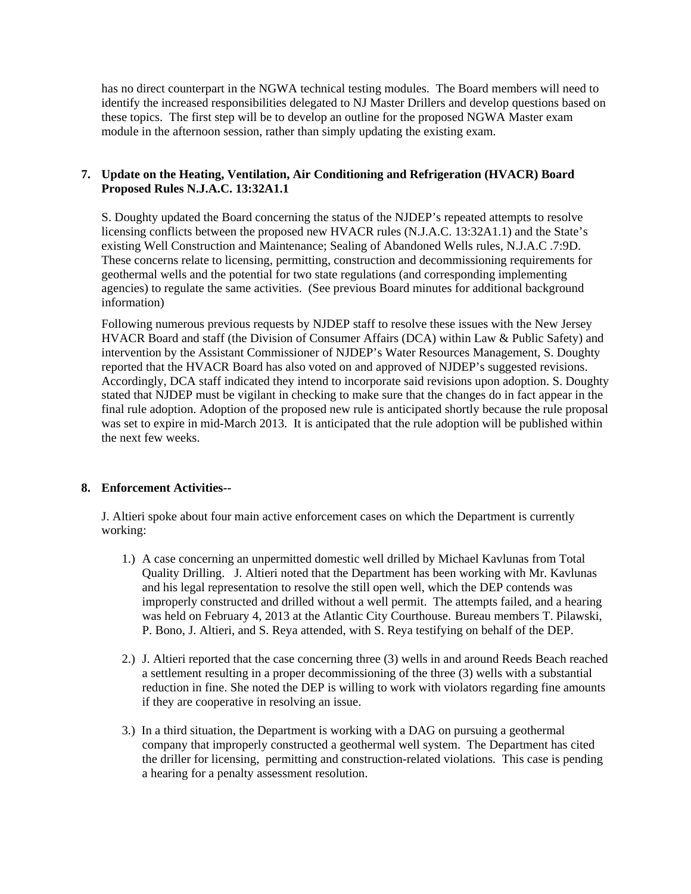has no direct counterpart in the NGWA technical testing modules. The Board members will need to identify the increased responsibilities delegated to NJ Master Drillers and develop questions based on these topics. The first step will be to develop an outline for the proposed NGWA Master exam module in the afternoon session, rather than simply updating the existing exam.

**7. Update on the Heating, Ventilation, Air Conditioning and Refrigeration (HVACR) Board Proposed Rules N.J.A.C. 13:32A1.1**

S. Doughty updated the Board concerning the status of the NJDEP's repeated attempts to resolve licensing conflicts between the proposed new HVACR rules (N.J.A.C. 13:32A1.1) and the State's existing Well Construction and Maintenance; Sealing of Abandoned Wells rules, N.J.A.C .7:9D. These concerns relate to licensing, permitting, construction and decommissioning requirements for geothermal wells and the potential for two state regulations (and corresponding implementing agencies) to regulate the same activities. (See previous Board minutes for additional background information)

Following numerous previous requests by NJDEP staff to resolve these issues with the New Jersey HVACR Board and staff (the Division of Consumer Affairs (DCA) within Law & Public Safety) and intervention by the Assistant Commissioner of NJDEP's Water Resources Management, S. Doughty reported that the HVACR Board has also voted on and approved of NJDEP's suggested revisions. Accordingly, DCA staff indicated they intend to incorporate said revisions upon adoption. S. Doughty stated that NJDEP must be vigilant in checking to make sure that the changes do in fact appear in the final rule adoption. Adoption of the proposed new rule is anticipated shortly because the rule proposal was set to expire in mid-March 2013. It is anticipated that the rule adoption will be published within the next few weeks.

**8. Enforcement Activities--**

J. Altieri spoke about four main active enforcement cases on which the Department is currently working:

1.) A case concerning an unpermitted domestic well drilled by Michael Kavlunas from Total Quality Drilling. J. Altieri noted that the Department has been working with Mr. Kavlunas and his legal representation to resolve the still open well, which the DEP contends was improperly constructed and drilled without a well permit. The attempts failed, and a hearing was held on February 4, 2013 at the Atlantic City Courthouse. Bureau members T. Pilawski, P. Bono, J. Altieri, and S. Reya attended, with S. Reya testifying on behalf of the DEP.

2.) J. Altieri reported that the case concerning three (3) wells in and around Reeds Beach reached a settlement resulting in a proper decommissioning of the three (3) wells with a substantial reduction in fine. She noted the DEP is willing to work with violators regarding fine amounts if they are cooperative in resolving an issue.

3.) In a third situation, the Department is working with a DAG on pursuing a geothermal company that improperly constructed a geothermal well system. The Department has cited the driller for licensing, permitting and construction-related violations. This case is pending a hearing for a penalty assessment resolution.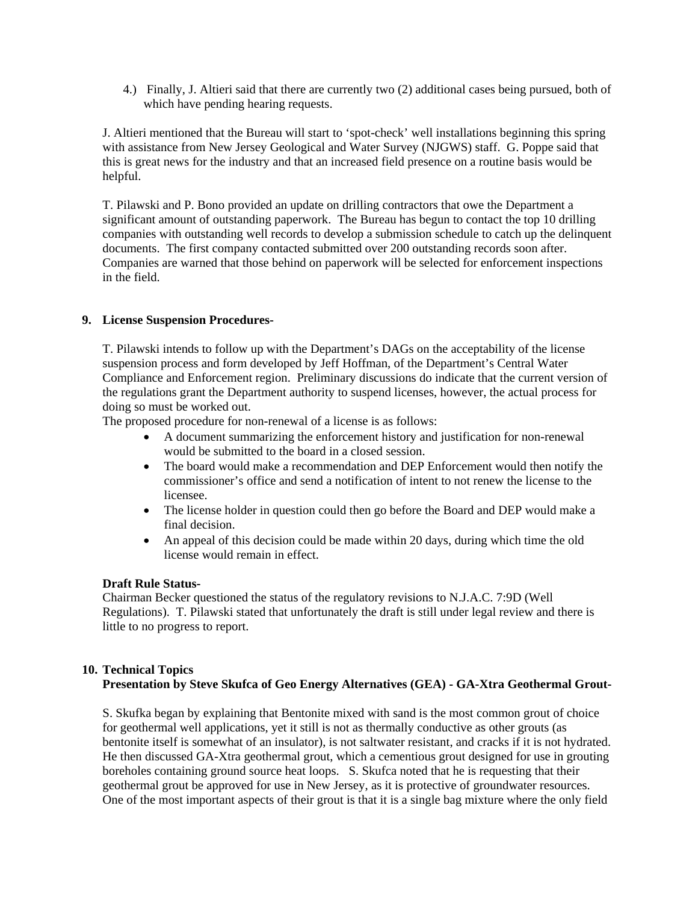4.) Finally, J. Altieri said that there are currently two (2) additional cases being pursued, both of which have pending hearing requests.

J. Altieri mentioned that the Bureau will start to 'spot-check' well installations beginning this spring with assistance from New Jersey Geological and Water Survey (NJGWS) staff. G. Poppe said that this is great news for the industry and that an increased field presence on a routine basis would be helpful.

T. Pilawski and P. Bono provided an update on drilling contractors that owe the Department a significant amount of outstanding paperwork. The Bureau has begun to contact the top 10 drilling companies with outstanding well records to develop a submission schedule to catch up the delinquent documents. The first company contacted submitted over 200 outstanding records soon after. Companies are warned that those behind on paperwork will be selected for enforcement inspections in the field.

**9. License Suspension Procedures-**

T. Pilawski intends to follow up with the Department's DAGs on the acceptability of the license suspension process and form developed by Jeff Hoffman, of the Department's Central Water Compliance and Enforcement region. Preliminary discussions do indicate that the current version of the regulations grant the Department authority to suspend licenses, however, the actual process for doing so must be worked out.

The proposed procedure for non-renewal of a license is as follows:

- A document summarizing the enforcement history and justification for non-renewal would be submitted to the board in a closed session.
- The board would make a recommendation and DEP Enforcement would then notify the commissioner's office and send a notification of intent to not renew the license to the licensee.
- The license holder in question could then go before the Board and DEP would make a final decision.
- An appeal of this decision could be made within 20 days, during which time the old license would remain in effect.

**Draft Rule Status-**

Chairman Becker questioned the status of the regulatory revisions to N.J.A.C. 7:9D (Well Regulations). T. Pilawski stated that unfortunately the draft is still under legal review and there is little to no progress to report.

**10. Technical Topics**

**Presentation by Steve Skufca of Geo Energy Alternatives (GEA) - GA-Xtra Geothermal Grout-**

S. Skufka began by explaining that Bentonite mixed with sand is the most common grout of choice for geothermal well applications, yet it still is not as thermally conductive as other grouts (as bentonite itself is somewhat of an insulator), is not saltwater resistant, and cracks if it is not hydrated. He then discussed GA-Xtra geothermal grout, which a cementious grout designed for use in grouting boreholes containing ground source heat loops. S. Skufca noted that he is requesting that their geothermal grout be approved for use in New Jersey, as it is protective of groundwater resources. One of the most important aspects of their grout is that it is a single bag mixture where the only field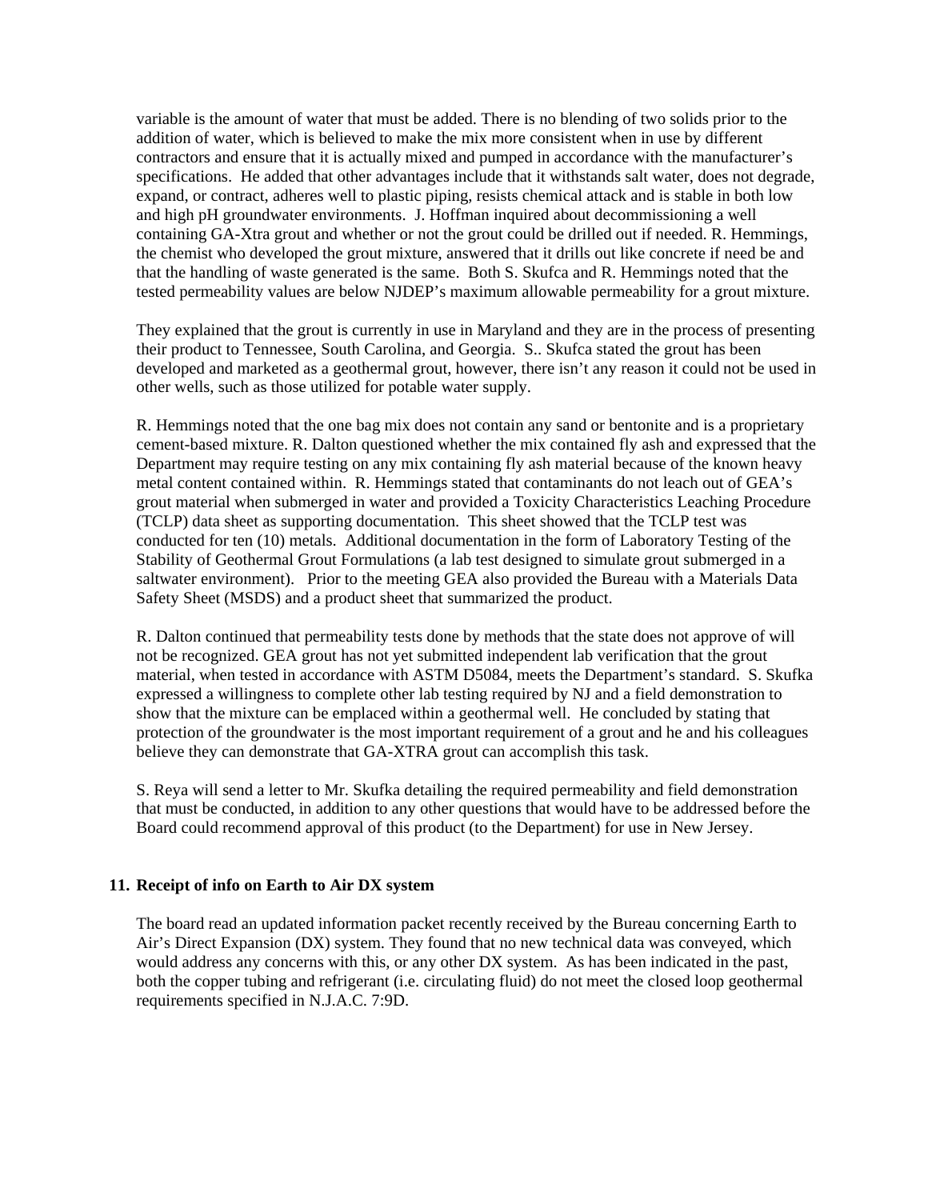variable is the amount of water that must be added. There is no blending of two solids prior to the addition of water, which is believed to make the mix more consistent when in use by different contractors and ensure that it is actually mixed and pumped in accordance with the manufacturer's specifications. He added that other advantages include that it withstands salt water, does not degrade, expand, or contract, adheres well to plastic piping, resists chemical attack and is stable in both low and high pH groundwater environments. J. Hoffman inquired about decommissioning a well containing GA-Xtra grout and whether or not the grout could be drilled out if needed. R. Hemmings, the chemist who developed the grout mixture, answered that it drills out like concrete if need be and that the handling of waste generated is the same. Both S. Skufca and R. Hemmings noted that the tested permeability values are below NJDEP's maximum allowable permeability for a grout mixture.

They explained that the grout is currently in use in Maryland and they are in the process of presenting their product to Tennessee, South Carolina, and Georgia. S.. Skufca stated the grout has been developed and marketed as a geothermal grout, however, there isn't any reason it could not be used in other wells, such as those utilized for potable water supply.

R. Hemmings noted that the one bag mix does not contain any sand or bentonite and is a proprietary cement-based mixture. R. Dalton questioned whether the mix contained fly ash and expressed that the Department may require testing on any mix containing fly ash material because of the known heavy metal content contained within. R. Hemmings stated that contaminants do not leach out of GEA's grout material when submerged in water and provided a Toxicity Characteristics Leaching Procedure (TCLP) data sheet as supporting documentation. This sheet showed that the TCLP test was conducted for ten (10) metals. Additional documentation in the form of Laboratory Testing of the Stability of Geothermal Grout Formulations (a lab test designed to simulate grout submerged in a saltwater environment). Prior to the meeting GEA also provided the Bureau with a Materials Data Safety Sheet (MSDS) and a product sheet that summarized the product.

R. Dalton continued that permeability tests done by methods that the state does not approve of will not be recognized. GEA grout has not yet submitted independent lab verification that the grout material, when tested in accordance with ASTM D5084, meets the Department's standard. S. Skufka expressed a willingness to complete other lab testing required by NJ and a field demonstration to show that the mixture can be emplaced within a geothermal well. He concluded by stating that protection of the groundwater is the most important requirement of a grout and he and his colleagues believe they can demonstrate that GA-XTRA grout can accomplish this task.

S. Reya will send a letter to Mr. Skufka detailing the required permeability and field demonstration that must be conducted, in addition to any other questions that would have to be addressed before the Board could recommend approval of this product (to the Department) for use in New Jersey.

**11. Receipt of info on Earth to Air DX system**

The board read an updated information packet recently received by the Bureau concerning Earth to Air's Direct Expansion (DX) system. They found that no new technical data was conveyed, which would address any concerns with this, or any other DX system. As has been indicated in the past, both the copper tubing and refrigerant (i.e. circulating fluid) do not meet the closed loop geothermal requirements specified in N.J.A.C. 7:9D.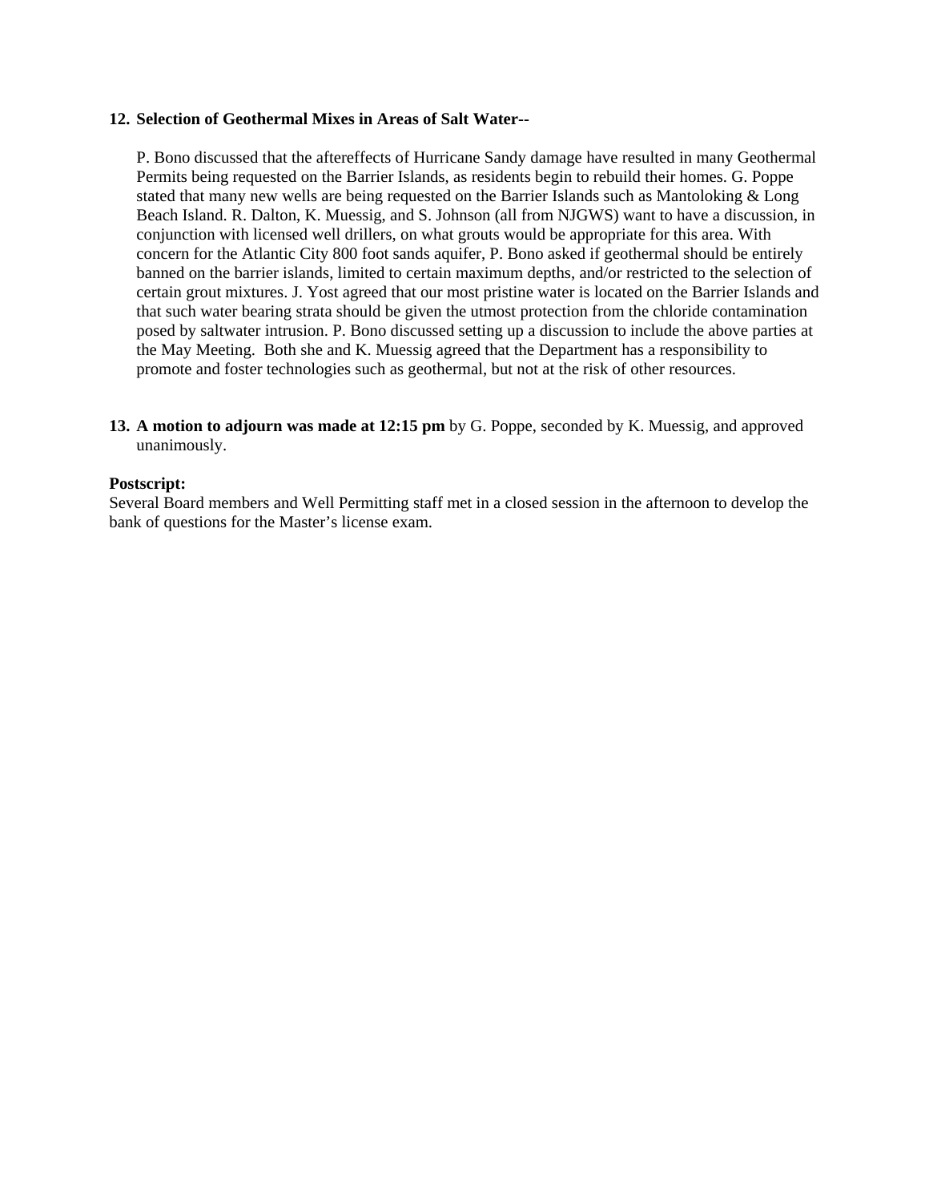12. **Selection of Geothermal Mixes in Areas of Salt Water--**

    P. Bono discussed that the aftereffects of Hurricane Sandy damage have resulted in many Geothermal Permits being requested on the Barrier Islands, as residents begin to rebuild their homes. G. Poppe stated that many new wells are being requested on the Barrier Islands such as Mantoloking & Long Beach Island. R. Dalton, K. Muessig, and S. Johnson (all from NJGWS) want to have a discussion, in conjunction with licensed well drillers, on what grouts would be appropriate for this area. With concern for the Atlantic City 800 foot sands aquifer, P. Bono asked if geothermal should be entirely banned on the barrier islands, limited to certain maximum depths, and/or restricted to the selection of certain grout mixtures. J. Yost agreed that our most pristine water is located on the Barrier Islands and that such water bearing strata should be given the utmost protection from the chloride contamination posed by saltwater intrusion. P. Bono discussed setting up a discussion to include the above parties at the May Meeting. Both she and K. Muessig agreed that the Department has a responsibility to promote and foster technologies such as geothermal, but not at the risk of other resources.

13. **A motion to adjourn was made at 12:15 pm** by G. Poppe, seconded by K. Muessig, and approved unanimously.

**Postscript:**
Several Board members and Well Permitting staff met in a closed session in the afternoon to develop the bank of questions for the Master's license exam.